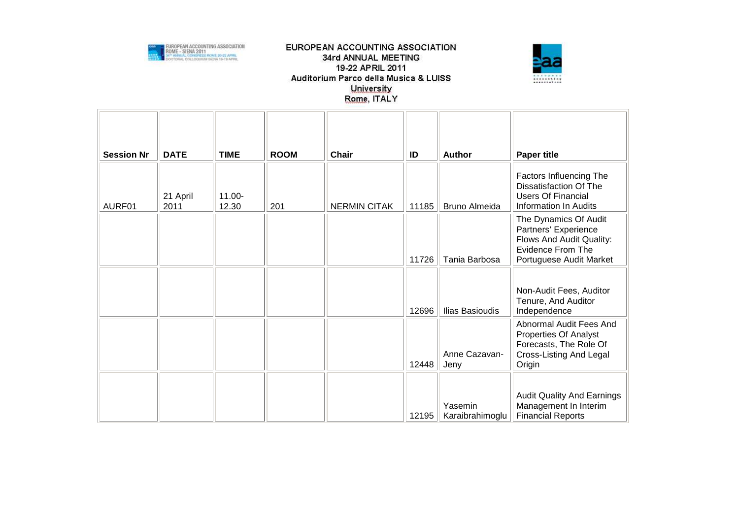EUROPEAN ACCOUNTING ASSOCIATION
34rd ANNUAL MEETING
19-22 APRIL 2011
Auditorium Parco della Musica & LUISS University
Rome, ITALY

| Session Nr | DATE | TIME | ROOM | Chair | ID | Author | Paper title |
|---|---|---|---|---|---|---|---|
| AURF01 | 21 April 2011 | 11.00-12.30 | 201 | NERMIN CITAK | 11185 | Bruno Almeida | Factors Influencing The Dissatisfaction Of The Users Of Financial Information In Audits |
| | | | | | 11726 | Tania Barbosa | The Dynamics Of Audit Partners' Experience Flows And Audit Quality: Evidence From The Portuguese Audit Market |
| | | | | | 12696 | Ilias Basioudis | Non-Audit Fees, Auditor Tenure, And Auditor Independence |
| | | | | | 12448 | Anne Cazavan-Jeny | Abnormal Audit Fees And Properties Of Analyst Forecasts, The Role Of Cross-Listing And Legal Origin |
| | | | | | 12195 | Yasemin Karaibrahimoglu | Audit Quality And Earnings Management In Interim Financial Reports |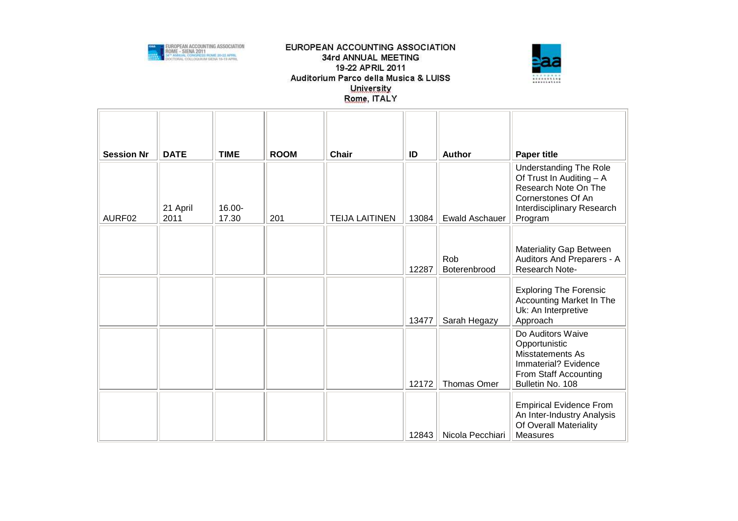EUROPEAN ACCOUNTING ASSOCIATION
34rd ANNUAL MEETING
19-22 APRIL 2011
Auditorium Parco della Musica & LUISS University
Rome, ITALY

| Session Nr | DATE | TIME | ROOM | Chair | ID | Author | Paper title |
|---|---|---|---|---|---|---|---|
| AURF02 | 21 April 2011 | 16.00-17.30 | 201 | TEIJA LAITINEN | 13084 | Ewald Aschauer | Understanding The Role Of Trust In Auditing – A Research Note On The Cornerstones Of An Interdisciplinary Research Program |
| | | | | | 12287 | Rob Boterenbrood | Materiality Gap Between Auditors And Preparers - A Research Note- |
| | | | | | 13477 | Sarah Hegazy | Exploring The Forensic Accounting Market In The Uk: An Interpretive Approach |
| | | | | | 12172 | Thomas Omer | Do Auditors Waive Opportunistic Misstatements As Immaterial? Evidence From Staff Accounting Bulletin No. 108 |
| | | | | | 12843 | Nicola Pecchiari | Empirical Evidence From An Inter-Industry Analysis Of Overall Materiality Measures |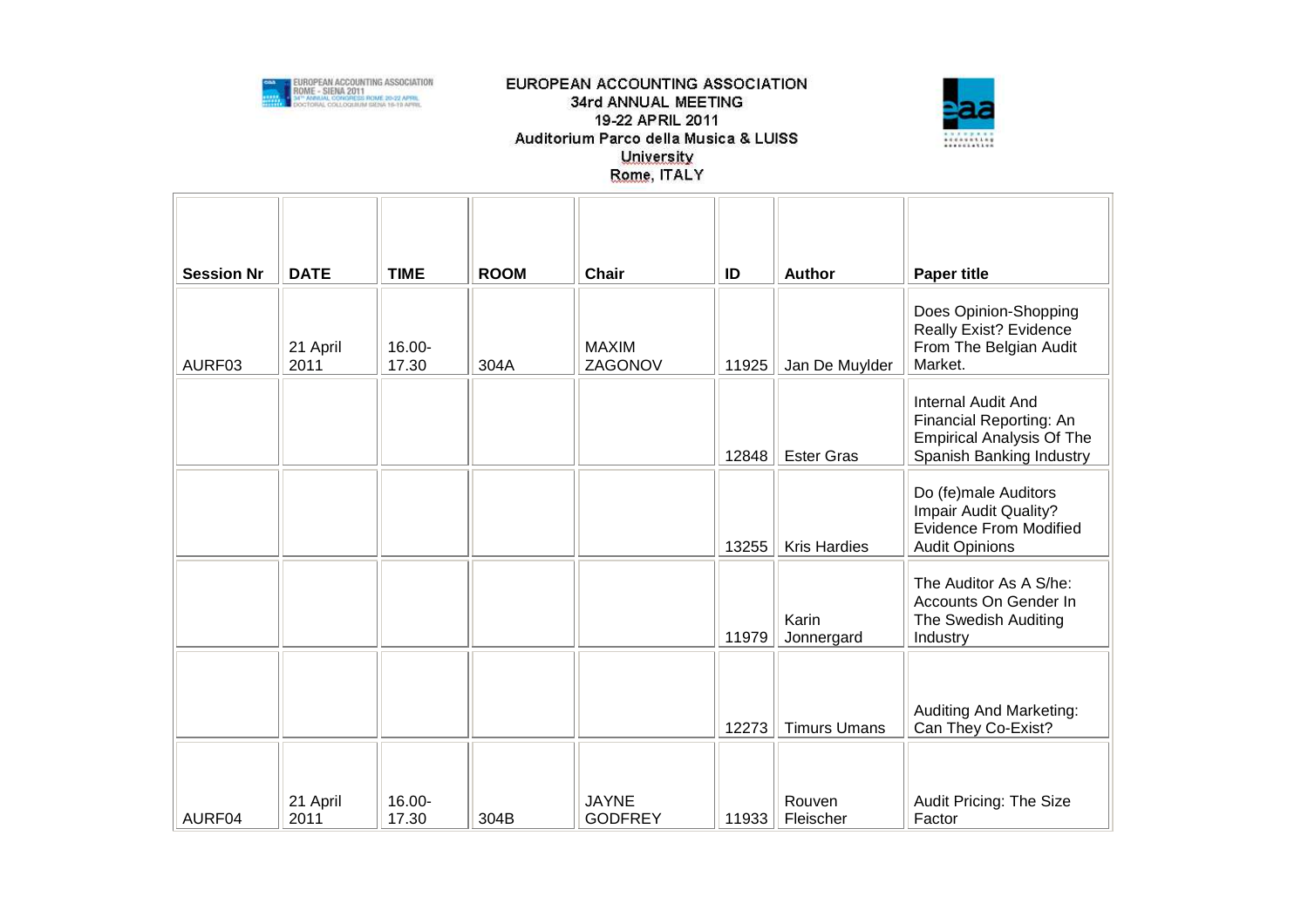EUROPEAN ACCOUNTING ASSOCIATION
34rd ANNUAL MEETING
19-22 APRIL 2011
Auditorium Parco della Musica & LUISS University
Rome, ITALY

| Session Nr | DATE | TIME | ROOM | Chair | ID | Author | Paper title |
| --- | --- | --- | --- | --- | --- | --- | --- |
| AURF03 | 21 April 2011 | 16.00-17.30 | 304A | MAXIM ZAGONOV | 11925 | Jan De Muylder | Does Opinion-Shopping Really Exist? Evidence From The Belgian Audit Market. |
| | | | | | 12848 | Ester Gras | Internal Audit And Financial Reporting: An Empirical Analysis Of The Spanish Banking Industry |
| | | | | | 13255 | Kris Hardies | Do (fe)male Auditors Impair Audit Quality? Evidence From Modified Audit Opinions |
| | | | | | 11979 | Karin Jonnergard | The Auditor As A S/he: Accounts On Gender In The Swedish Auditing Industry |
| | | | | | 12273 | Timurs Umans | Auditing And Marketing: Can They Co-Exist? |
| AURF04 | 21 April 2011 | 16.00-17.30 | 304B | JAYNE GODFREY | 11933 | Rouven Fleischer | Audit Pricing: The Size Factor |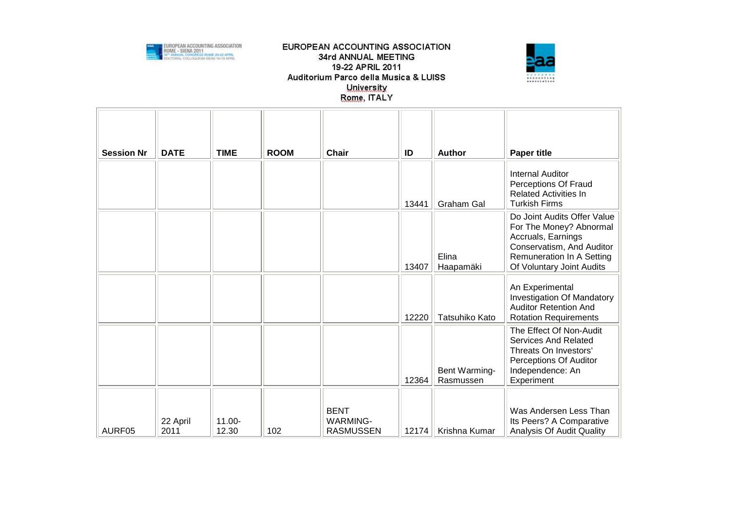| Session Nr | DATE | TIME | ROOM | Chair | ID | Author | Paper title |
|---|---|---|---|---|---|---|---|
| | | | | | 13441 | Graham Gal | Internal Auditor Perceptions Of Fraud Related Activities In Turkish Firms |
| | | | | | 13407 | Elina Haapamäki | Do Joint Audits Offer Value For The Money? Abnormal Accruals, Earnings Conservatism, And Auditor Remuneration In A Setting Of Voluntary Joint Audits |
| | | | | | 12220 | Tatsuhiko Kato | An Experimental Investigation Of Mandatory Auditor Retention And Rotation Requirements |
| | | | | | 12364 | Bent Warming-Rasmussen | The Effect Of Non-Audit Services And Related Threats On Investors' Perceptions Of Auditor Independence: An Experiment |
| AURF05 | 22 April 2011 | 11.00-12.30 | 102 | BENT WARMING-RASMUSSEN | 12174 | Krishna Kumar | Was Andersen Less Than Its Peers? A Comparative Analysis Of Audit Quality |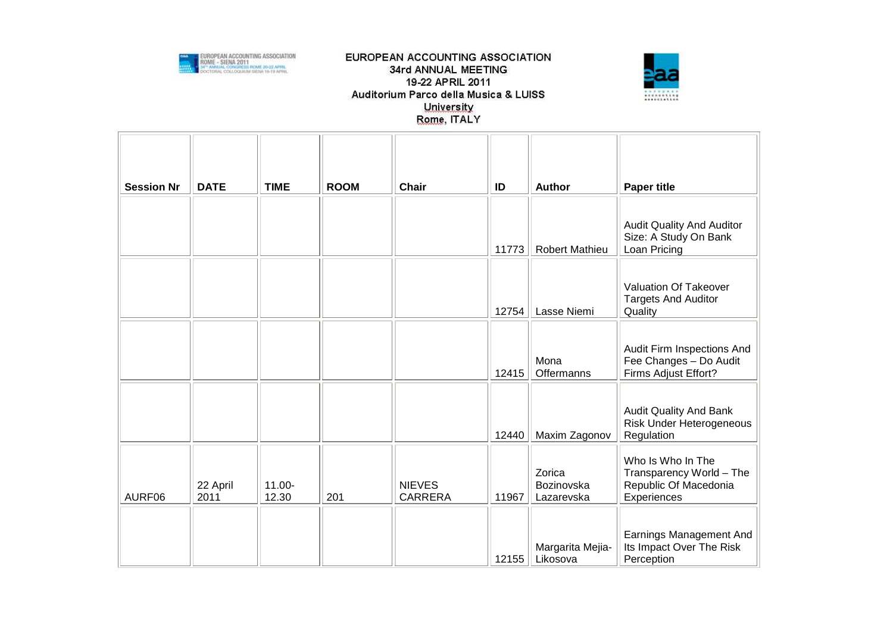EUROPEAN ACCOUNTING ASSOCIATION
34rd ANNUAL MEETING
19-22 APRIL 2011
Auditorium Parco della Musica & LUISS University
Rome, ITALY

| Session Nr | DATE | TIME | ROOM | Chair | ID | Author | Paper title |
|---|---|---|---|---|---|---|---|
| | | | | | 11773 | Robert Mathieu | Audit Quality And Auditor Size: A Study On Bank Loan Pricing |
| | | | | | 12754 | Lasse Niemi | Valuation Of Takeover Targets And Auditor Quality |
| | | | | | 12415 | Mona Offermanns | Audit Firm Inspections And Fee Changes – Do Audit Firms Adjust Effort? |
| | | | | | 12440 | Maxim Zagonov | Audit Quality And Bank Risk Under Heterogeneous Regulation |
| AURF06 | 22 April 2011 | 11.00-12.30 | 201 | NIEVES CARRERA | 11967 | Zorica Bozinovska Lazarevska | Who Is Who In The Transparency World – The Republic Of Macedonia Experiences |
| | | | | | 12155 | Margarita Mejia-Likosova | Earnings Management And Its Impact Over The Risk Perception |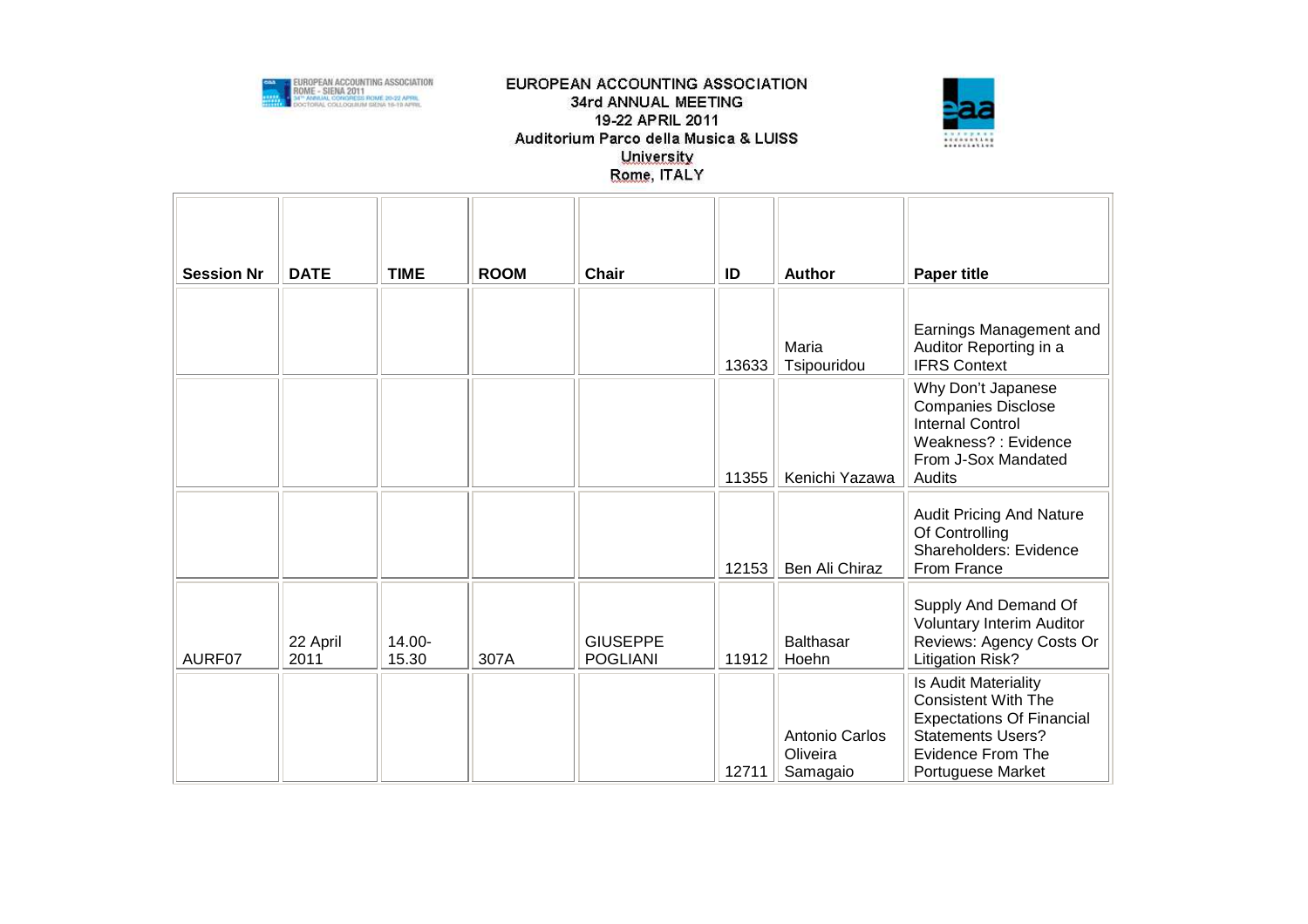EUROPEAN ACCOUNTING ASSOCIATION
34rd ANNUAL MEETING
19-22 APRIL 2011
Auditorium Parco della Musica & LUISS University
Rome, ITALY

| Session Nr | DATE | TIME | ROOM | Chair | ID | Author | Paper title |
|---|---|---|---|---|---|---|---|
| | | | | | 13633 | Maria Tsipouridou | Earnings Management and Auditor Reporting in a IFRS Context |
| | | | | | 11355 | Kenichi Yazawa | Why Don't Japanese Companies Disclose Internal Control Weakness? : Evidence From J-Sox Mandated Audits |
| | | | | | 12153 | Ben Ali Chiraz | Audit Pricing And Nature Of Controlling Shareholders: Evidence From France |
| AURF07 | 22 April 2011 | 14.00-15.30 | 307A | GIUSEPPE POGLIANI | 11912 | Balthasar Hoehn | Supply And Demand Of Voluntary Interim Auditor Reviews: Agency Costs Or Litigation Risk? |
| | | | | | 12711 | Antonio Carlos Oliveira Samagaio | Is Audit Materiality Consistent With The Expectations Of Financial Statements Users? Evidence From The Portuguese Market |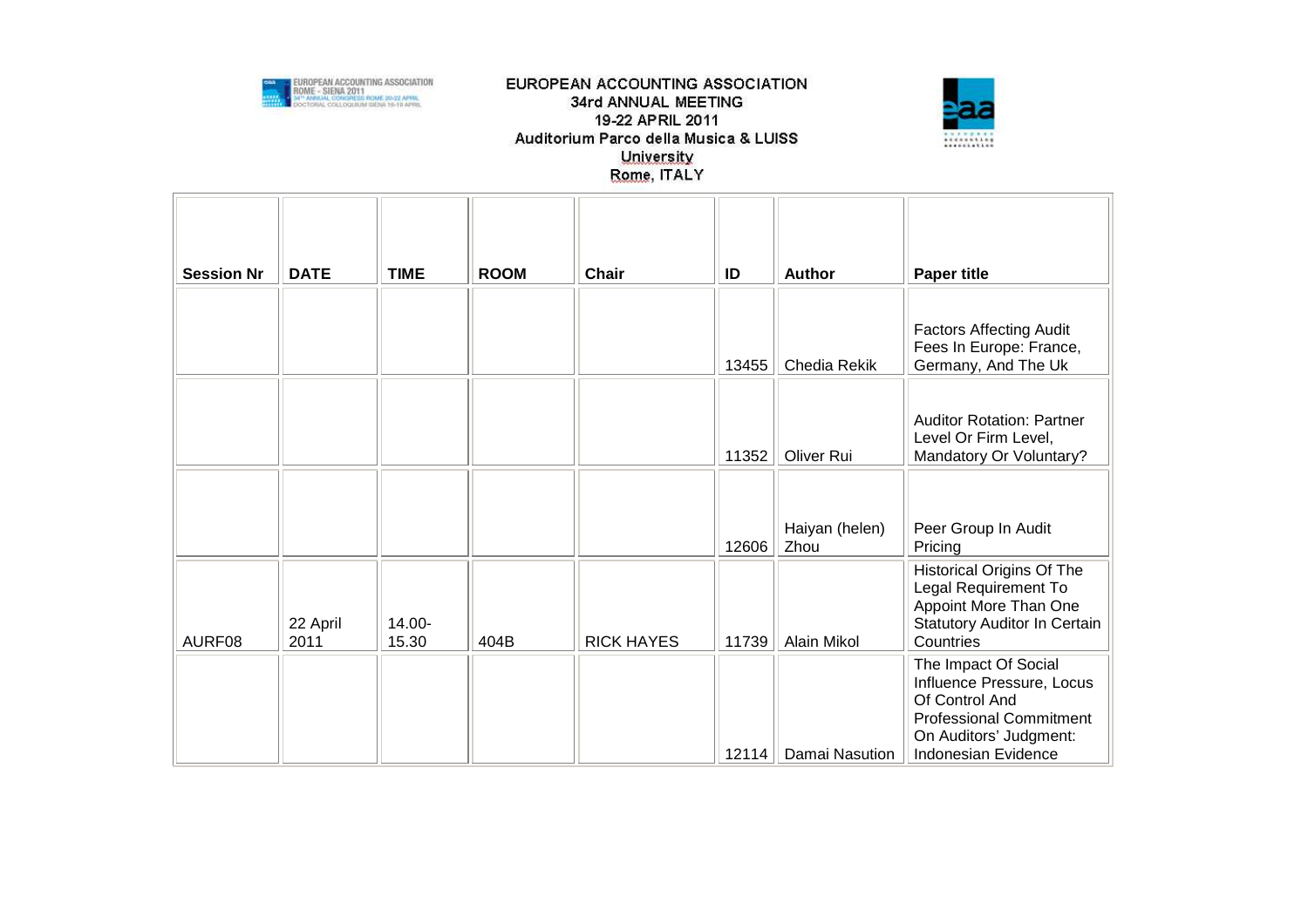EUROPEAN ACCOUNTING ASSOCIATION
34rd ANNUAL MEETING
19-22 APRIL 2011
Auditorium Parco della Musica & LUISS University
Rome, ITALY

| Session Nr | DATE | TIME | ROOM | Chair | ID | Author | Paper title |
|---|---|---|---|---|---|---|---|
| | | | | | 13455 | Chedia Rekik | Factors Affecting Audit Fees In Europe: France, Germany, And The Uk |
| | | | | | 11352 | Oliver Rui | Auditor Rotation: Partner Level Or Firm Level, Mandatory Or Voluntary? |
| | | | | | 12606 | Haiyan (helen) Zhou | Peer Group In Audit Pricing |
| AURF08 | 22 April 2011 | 14.00-15.30 | 404B | RICK HAYES | 11739 | Alain Mikol | Historical Origins Of The Legal Requirement To Appoint More Than One Statutory Auditor In Certain Countries |
| | | | | | 12114 | Damai Nasution | The Impact Of Social Influence Pressure, Locus Of Control And Professional Commitment On Auditors' Judgment: Indonesian Evidence |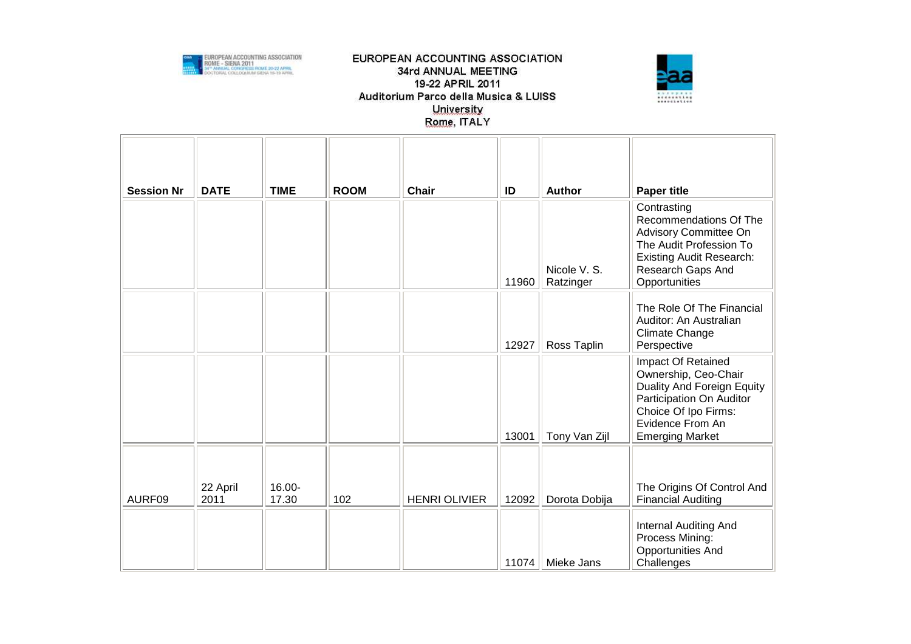EUROPEAN ACCOUNTING ASSOCIATION
34rd ANNUAL MEETING
19-22 APRIL 2011
Auditorium Parco della Musica & LUISS University
Rome, ITALY

| Session Nr | DATE | TIME | ROOM | Chair | ID | Author | Paper title |
|---|---|---|---|---|---|---|---|
| | | | | | 11960 | Nicole V. S. Ratzinger | Contrasting Recommendations Of The Advisory Committee On The Audit Profession To Existing Audit Research: Research Gaps And Opportunities |
| | | | | | 12927 | Ross Taplin | The Role Of The Financial Auditor: An Australian Climate Change Perspective |
| | | | | | 13001 | Tony Van Zijl | Impact Of Retained Ownership, Ceo-Chair Duality And Foreign Equity Participation On Auditor Choice Of Ipo Firms: Evidence From An Emerging Market |
| AURF09 | 22 April 2011 | 16.00-17.30 | 102 | HENRI OLIVIER | 12092 | Dorota Dobija | The Origins Of Control And Financial Auditing |
| | | | | | 11074 | Mieke Jans | Internal Auditing And Process Mining: Opportunities And Challenges |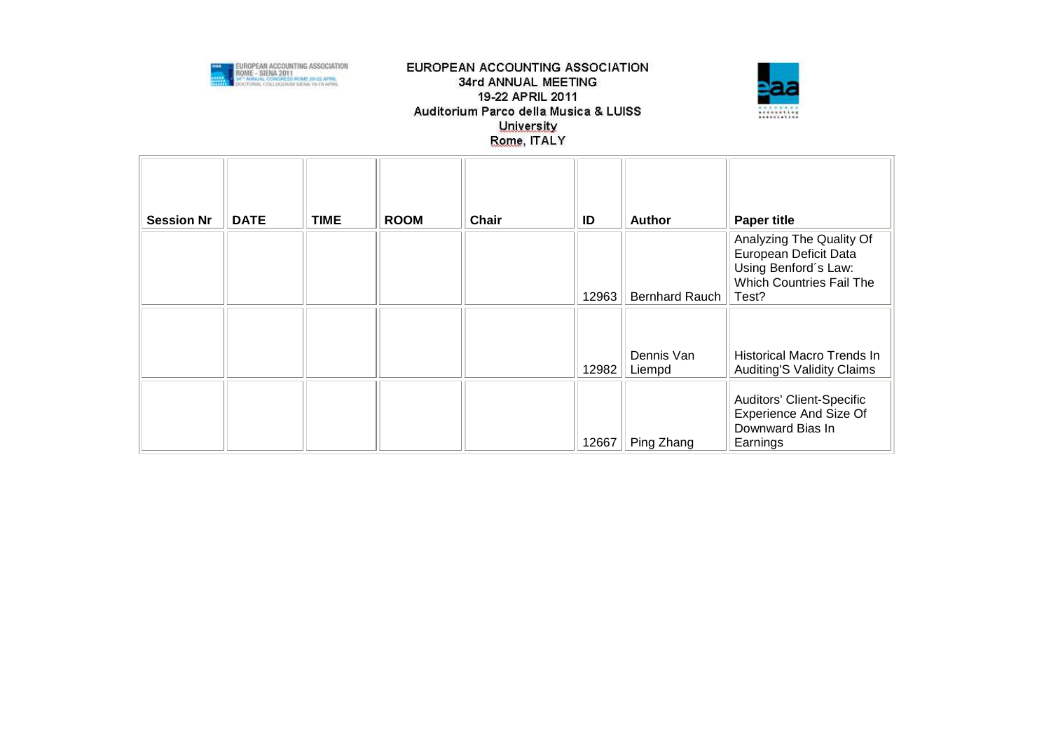EUROPEAN ACCOUNTING ASSOCIATION
34rd ANNUAL MEETING
19-22 APRIL 2011
Auditorium Parco della Musica & LUISS University
Rome, ITALY

| Session Nr | DATE | TIME | ROOM | Chair | ID | Author | Paper title |
|---|---|---|---|---|---|---|---|
| | | | | | 12963 | Bernhard Rauch | Analyzing The Quality Of European Deficit Data Using Benford´s Law: Which Countries Fail The Test? |
| | | | | | 12982 | Dennis Van Liempd | Historical Macro Trends In Auditing'S Validity Claims |
| | | | | | 12667 | Ping Zhang | Auditors' Client-Specific Experience And Size Of Downward Bias In Earnings |